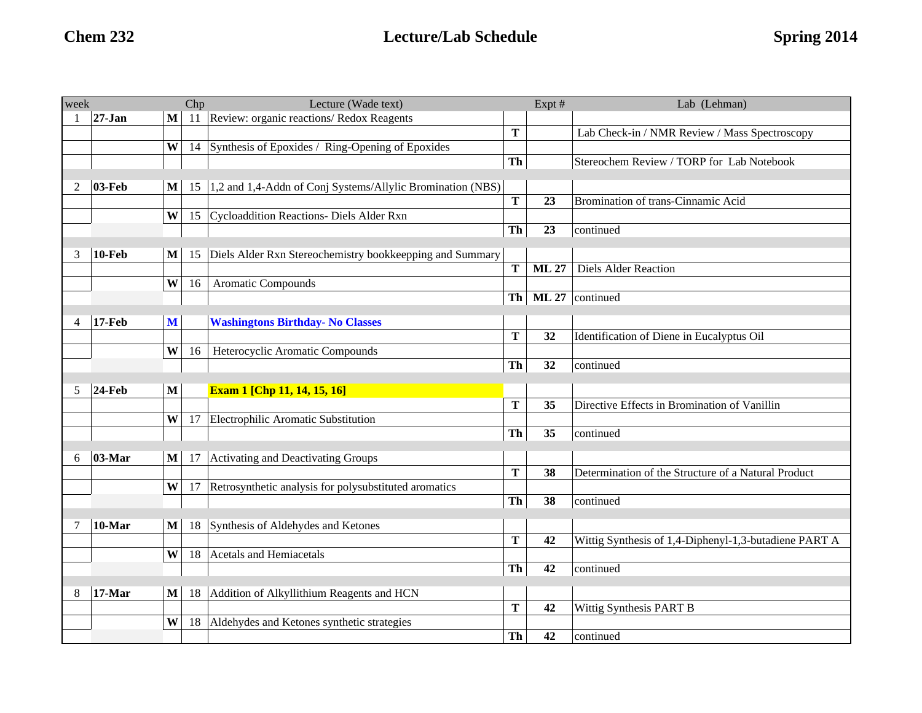**Chem 232** **Lecture/Lab Schedule** **Spring 2014**

| week | | | Chp | Lecture (Wade text) | | Expt # | Lab (Lehman) |
|---|---|---|---|---|---|---|---|
| 1 | **27-Jan** | **M** | 11 | Review: organic reactions/ Redox Reagents | | | |
| | | | | | **T** | | Lab Check-in / NMR Review / Mass Spectroscopy |
| | | **W** | 14 | Synthesis of Epoxides / Ring-Opening of Epoxides | | | |
| | | | | | **Th** | | Stereochem Review / TORP for Lab Notebook |
| 2 | **03-Feb** | **M** | 15 | 1,2 and 1,4-Addn of Conj Systems/Allylic Bromination (NBS) | | | |
| | | | | | **T** | **23** | Bromination of trans-Cinnamic Acid |
| | | **W** | 15 | Cycloaddition Reactions- Diels Alder Rxn | | | |
| | | | | | **Th** | **23** | continued |
| 3 | **10-Feb** | **M** | 15 | Diels Alder Rxn Stereochemistry bookkeepping and Summary | | | |
| | | | | | **T** | **ML 27** | Diels Alder Reaction |
| | | **W** | 16 | Aromatic Compounds | | | |
| | | | | | **Th** | **ML 27** | continued |
| 4 | **17-Feb** | **M** | | **Washingtons Birthday- No Classes** | | | |
| | | | | | **T** | **32** | Identification of Diene in Eucalyptus Oil |
| | | **W** | 16 | Heterocyclic Aromatic Compounds | | | |
| | | | | | **Th** | **32** | continued |
| 5 | **24-Feb** | **M** | | **Exam 1 [Chp 11, 14, 15, 16]** | | | |
| | | | | | **T** | **35** | Directive Effects in Bromination of Vanillin |
| | | **W** | 17 | Electrophilic Aromatic Substitution | | | |
| | | | | | **Th** | **35** | continued |
| 6 | **03-Mar** | **M** | 17 | Activating and Deactivating Groups | | | |
| | | | | | **T** | **38** | Determination of the Structure of a Natural Product |
| | | **W** | 17 | Retrosynthetic analysis for polysubstituted aromatics | | | |
| | | | | | **Th** | **38** | continued |
| 7 | **10-Mar** | **M** | 18 | Synthesis of Aldehydes and Ketones | | | |
| | | | | | **T** | **42** | Wittig Synthesis of 1,4-Diphenyl-1,3-butadiene PART A |
| | | **W** | 18 | Acetals and Hemiacetals | | | |
| | | | | | **Th** | **42** | continued |
| 8 | **17-Mar** | **M** | 18 | Addition of Alkyllithium Reagents and HCN | | | |
| | | | | | **T** | **42** | Wittig Synthesis PART B |
| | | **W** | 18 | Aldehydes and Ketones synthetic strategies | | | |
| | | | | | **Th** | **42** | continued |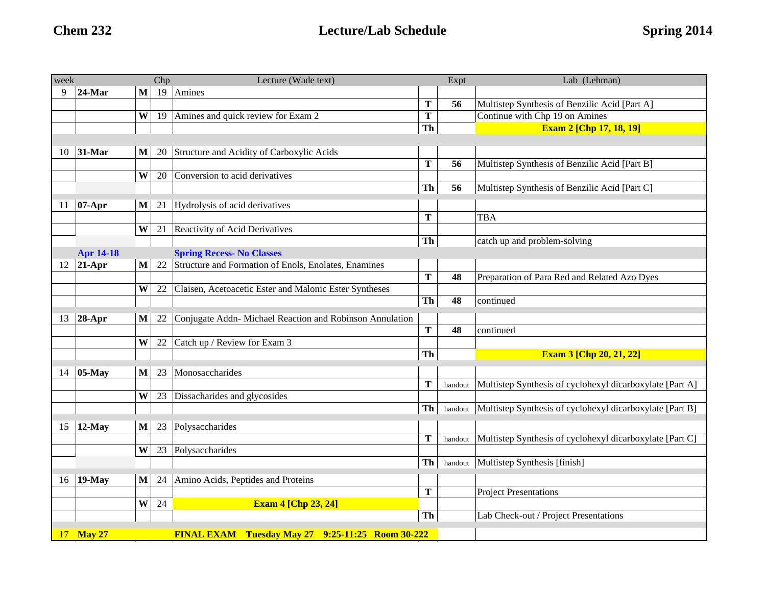**Chem 232** **Lecture/Lab Schedule** **Spring 2014**

| week | | | Chp | Lecture (Wade text) | | Expt | Lab (Lehman) |
|---|---|---|---|---|---|---|---|
| 9 | **24-Mar** | **M** | 19 | Amines | | | |
| | | | | | **T** | **56** | Multistep Synthesis of Benzilic Acid [Part A] |
| | | **W** | 19 | Amines and quick review for Exam 2 | **T** | | Continue with Chp 19 on Amines |
| | | | | | **Th** | | **Exam 2 [Chp 17, 18, 19]** |
| 10 | **31-Mar** | **M** | 20 | Structure and Acidity of Carboxylic Acids | | | |
| | | | | | **T** | **56** | Multistep Synthesis of Benzilic Acid [Part B] |
| | | **W** | 20 | Conversion to acid derivatives | | | |
| | | | | | **Th** | **56** | Multistep Synthesis of Benzilic Acid [Part C] |
| 11 | **07-Apr** | **M** | 21 | Hydrolysis of acid derivatives | | | |
| | | | | | **T** | | TBA |
| | | **W** | 21 | Reactivity of Acid Derivatives | | | |
| | | | | | **Th** | | catch up and problem-solving |
| | **Apr 14-18** | | | **Spring Recess- No Classes** | | | |
| 12 | **21-Apr** | **M** | 22 | Structure and Formation of Enols, Enolates, Enamines | | | |
| | | | | | **T** | **48** | Preparation of Para Red and Related Azo Dyes |
| | | **W** | 22 | Claisen, Acetoacetic Ester and Malonic Ester Syntheses | | | |
| | | | | | **Th** | **48** | continued |
| 13 | **28-Apr** | **M** | 22 | Conjugate Addn- Michael Reaction and Robinson Annulation | | | |
| | | | | | **T** | **48** | continued |
| | | **W** | 22 | Catch up / Review for Exam 3 | | | |
| | | | | | **Th** | | **Exam 3 [Chp 20, 21, 22]** |
| 14 | **05-May** | **M** | 23 | Monosaccharides | | | |
| | | | | | **T** | handout | Multistep Synthesis of cyclohexyl dicarboxylate [Part A] |
| | | **W** | 23 | Dissacharides and glycosides | | | |
| | | | | | **Th** | handout | Multistep Synthesis of cyclohexyl dicarboxylate [Part B] |
| 15 | **12-May** | **M** | 23 | Polysaccharides | | | |
| | | | | | **T** | handout | Multistep Synthesis of cyclohexyl dicarboxylate [Part C] |
| | | **W** | 23 | Polysaccharides | | | |
| | | | | | **Th** | handout | Multistep Synthesis [finish] |
| 16 | **19-May** | **M** | 24 | Amino Acids, Peptides and Proteins | | | |
| | | | | | **T** | | Project Presentations |
| | | **W** | 24 | **Exam 4 [Chp 23, 24]** | | | |
| | | | | | **Th** | | Lab Check-out / Project Presentations |
| 17 | **May 27** | | | **FINAL EXAM Tuesday May 27 9:25-11:25 Room 30-222** | | | |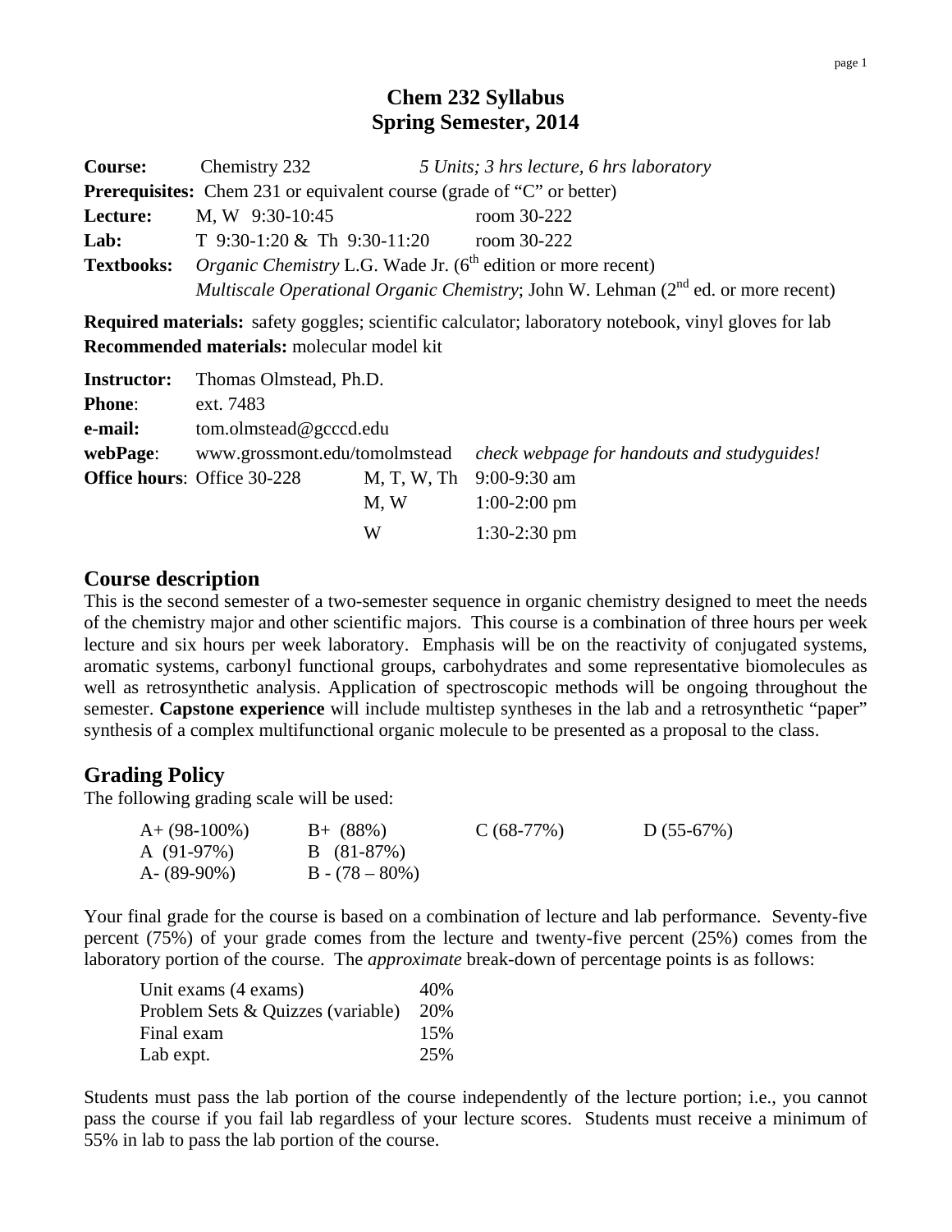# Chem 232 Syllabus
## Spring Semester, 2014

**Course:** Chemistry 232 *5 Units; 3 hrs lecture, 6 hrs laboratory*
**Prerequisites:** Chem 231 or equivalent course (grade of "C" or better)
**Lecture:** M, W 9:30-10:45 room 30-222
**Lab:** T 9:30-1:20 & Th 9:30-11:20 room 30-222
**Textbooks:** *Organic Chemistry* L.G. Wade Jr. (6th edition or more recent)
*Multiscale Operational Organic Chemistry*; John W. Lehman (2nd ed. or more recent)

**Required materials:** safety goggles; scientific calculator; laboratory notebook, vinyl gloves for lab
**Recommended materials:** molecular model kit

**Instructor:** Thomas Olmstead, Ph.D.
**Phone:** ext. 7483
**e-mail:** tom.olmstead@gcccd.edu
**webPage:** www.grossmont.edu/tomolmstead *check webpage for handouts and studyguides!*
**Office hours:** Office 30-228

| | |
|---|---|
| M, T, W, Th | 9:00-9:30 am |
| M, W | 1:00-2:00 pm |
| W | 1:30-2:30 pm |

## Course description

This is the second semester of a two-semester sequence in organic chemistry designed to meet the needs of the chemistry major and other scientific majors. This course is a combination of three hours per week lecture and six hours per week laboratory. Emphasis will be on the reactivity of conjugated systems, aromatic systems, carbonyl functional groups, carbohydrates and some representative biomolecules as well as retrosynthetic analysis. Application of spectroscopic methods will be ongoing throughout the semester. **Capstone experience** will include multistep syntheses in the lab and a retrosynthetic "paper" synthesis of a complex multifunctional organic molecule to be presented as a proposal to the class.

## Grading Policy

The following grading scale will be used:

| | | | |
|---|---|---|---|
| A+ (98-100%) | B+ (88%) | C (68-77%) | D (55-67%) |
| A (91-97%) | B (81-87%) | | |
| A- (89-90%) | B - (78 – 80%) | | |

Your final grade for the course is based on a combination of lecture and lab performance. Seventy-five percent (75%) of your grade comes from the lecture and twenty-five percent (25%) comes from the laboratory portion of the course. The *approximate* break-down of percentage points is as follows:

| | |
|---|---|
| Unit exams (4 exams) | 40% |
| Problem Sets & Quizzes (variable) | 20% |
| Final exam | 15% |
| Lab expt. | 25% |

Students must pass the lab portion of the course independently of the lecture portion; i.e., you cannot pass the course if you fail lab regardless of your lecture scores. Students must receive a minimum of 55% in lab to pass the lab portion of the course.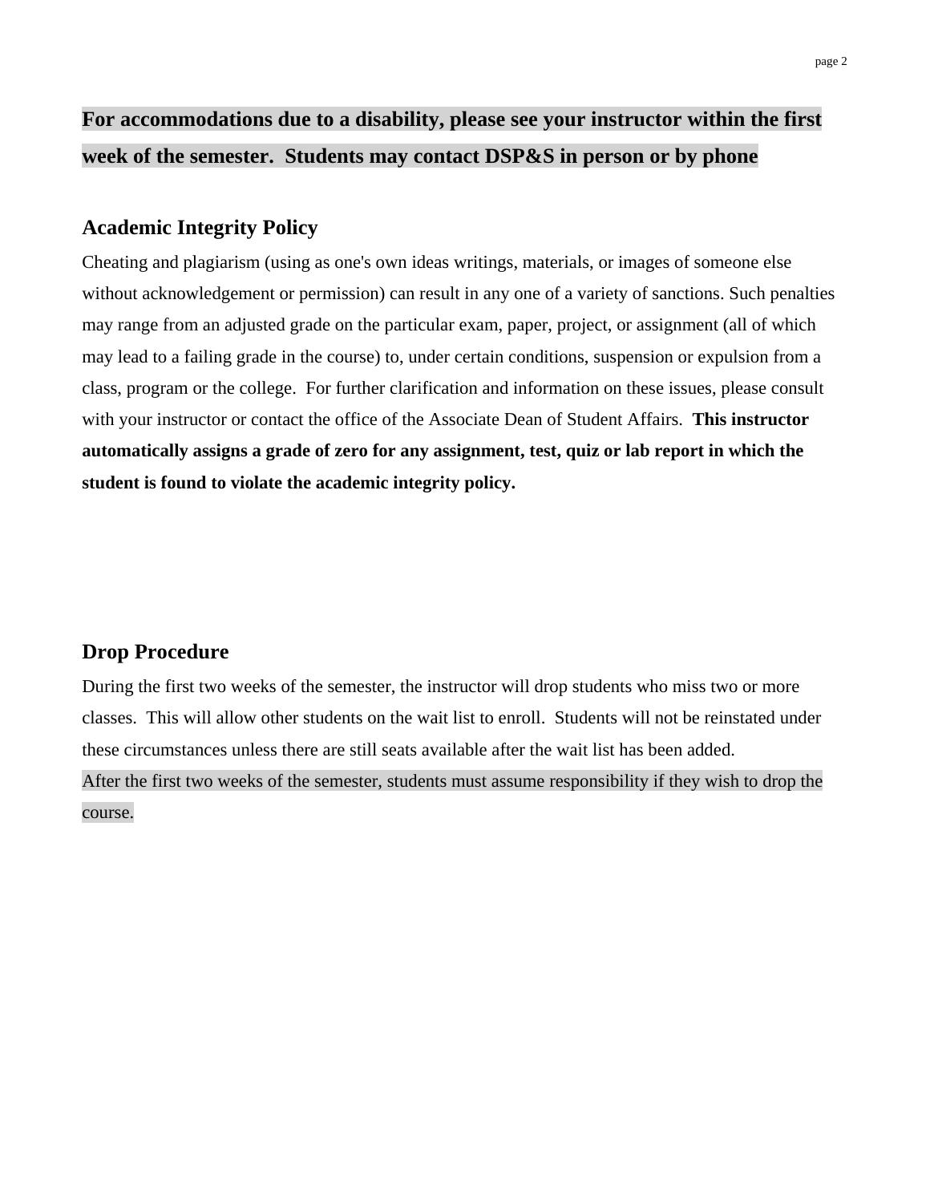**For accommodations due to a disability, please see your instructor within the first week of the semester. Students may contact DSP&S in person or by phone**

## Academic Integrity Policy

Cheating and plagiarism (using as one's own ideas writings, materials, or images of someone else without acknowledgement or permission) can result in any one of a variety of sanctions. Such penalties may range from an adjusted grade on the particular exam, paper, project, or assignment (all of which may lead to a failing grade in the course) to, under certain conditions, suspension or expulsion from a class, program or the college. For further clarification and information on these issues, please consult with your instructor or contact the office of the Associate Dean of Student Affairs. **This instructor automatically assigns a grade of zero for any assignment, test, quiz or lab report in which the student is found to violate the academic integrity policy.**

## Drop Procedure

During the first two weeks of the semester, the instructor will drop students who miss two or more classes. This will allow other students on the wait list to enroll. Students will not be reinstated under these circumstances unless there are still seats available after the wait list has been added.
After the first two weeks of the semester, students must assume responsibility if they wish to drop the course.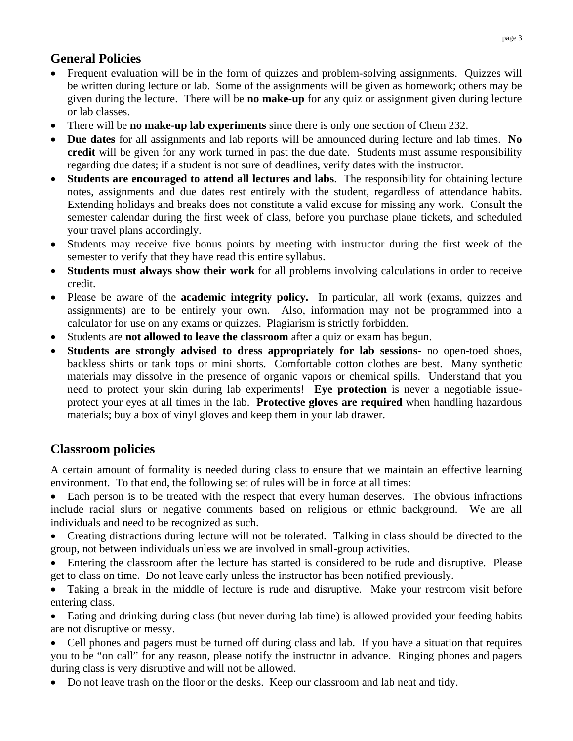## General Policies

- Frequent evaluation will be in the form of quizzes and problem-solving assignments. Quizzes will be written during lecture or lab. Some of the assignments will be given as homework; others may be given during the lecture. There will be **no make-up** for any quiz or assignment given during lecture or lab classes.
- There will be **no make-up lab experiments** since there is only one section of Chem 232.
- **Due dates** for all assignments and lab reports will be announced during lecture and lab times. **No credit** will be given for any work turned in past the due date. Students must assume responsibility regarding due dates; if a student is not sure of deadlines, verify dates with the instructor.
- **Students are encouraged to attend all lectures and labs**. The responsibility for obtaining lecture notes, assignments and due dates rest entirely with the student, regardless of attendance habits. Extending holidays and breaks does not constitute a valid excuse for missing any work. Consult the semester calendar during the first week of class, before you purchase plane tickets, and scheduled your travel plans accordingly.
- Students may receive five bonus points by meeting with instructor during the first week of the semester to verify that they have read this entire syllabus.
- **Students must always show their work** for all problems involving calculations in order to receive credit.
- Please be aware of the **academic integrity policy.** In particular, all work (exams, quizzes and assignments) are to be entirely your own. Also, information may not be programmed into a calculator for use on any exams or quizzes. Plagiarism is strictly forbidden.
- Students are **not allowed to leave the classroom** after a quiz or exam has begun.
- **Students are strongly advised to dress appropriately for lab sessions**- no open-toed shoes, backless shirts or tank tops or mini shorts. Comfortable cotton clothes are best. Many synthetic materials may dissolve in the presence of organic vapors or chemical spills. Understand that you need to protect your skin during lab experiments! **Eye protection** is never a negotiable issue- protect your eyes at all times in the lab. **Protective gloves are required** when handling hazardous materials; buy a box of vinyl gloves and keep them in your lab drawer.

## Classroom policies

A certain amount of formality is needed during class to ensure that we maintain an effective learning environment. To that end, the following set of rules will be in force at all times:

- Each person is to be treated with the respect that every human deserves. The obvious infractions include racial slurs or negative comments based on religious or ethnic background. We are all individuals and need to be recognized as such.
- Creating distractions during lecture will not be tolerated. Talking in class should be directed to the group, not between individuals unless we are involved in small-group activities.
- Entering the classroom after the lecture has started is considered to be rude and disruptive. Please get to class on time. Do not leave early unless the instructor has been notified previously.
- Taking a break in the middle of lecture is rude and disruptive. Make your restroom visit before entering class.
- Eating and drinking during class (but never during lab time) is allowed provided your feeding habits are not disruptive or messy.
- Cell phones and pagers must be turned off during class and lab. If you have a situation that requires you to be "on call" for any reason, please notify the instructor in advance. Ringing phones and pagers during class is very disruptive and will not be allowed.
- Do not leave trash on the floor or the desks. Keep our classroom and lab neat and tidy.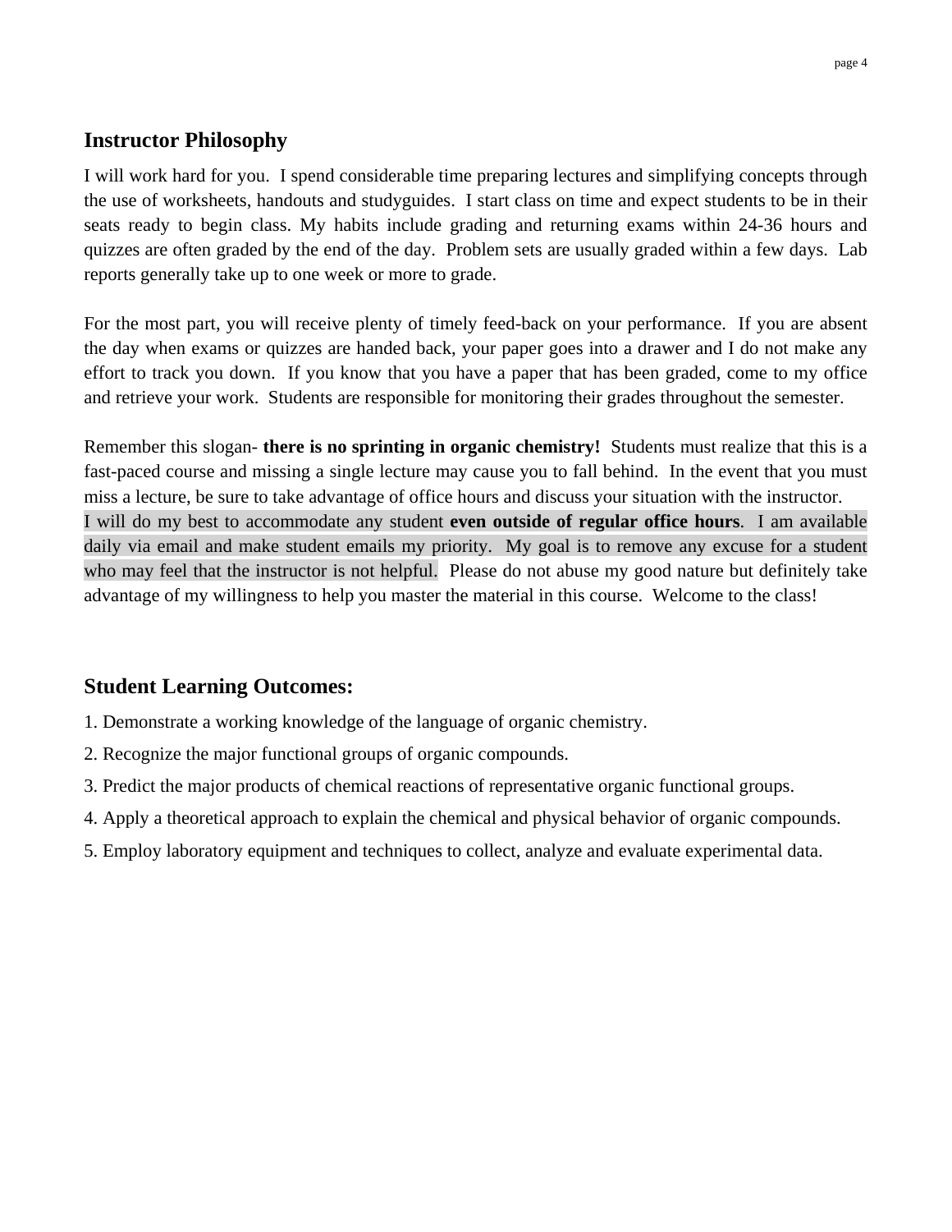## Instructor Philosophy

I will work hard for you. I spend considerable time preparing lectures and simplifying concepts through the use of worksheets, handouts and studyguides. I start class on time and expect students to be in their seats ready to begin class. My habits include grading and returning exams within 24-36 hours and quizzes are often graded by the end of the day. Problem sets are usually graded within a few days. Lab reports generally take up to one week or more to grade.

For the most part, you will receive plenty of timely feed-back on your performance. If you are absent the day when exams or quizzes are handed back, your paper goes into a drawer and I do not make any effort to track you down. If you know that you have a paper that has been graded, come to my office and retrieve your work. Students are responsible for monitoring their grades throughout the semester.

Remember this slogan- **there is no sprinting in organic chemistry!** Students must realize that this is a fast-paced course and missing a single lecture may cause you to fall behind. In the event that you must miss a lecture, be sure to take advantage of office hours and discuss your situation with the instructor. I will do my best to accommodate any student **even outside of regular office hours**. I am available daily via email and make student emails my priority. My goal is to remove any excuse for a student who may feel that the instructor is not helpful. Please do not abuse my good nature but definitely take advantage of my willingness to help you master the material in this course. Welcome to the class!

## Student Learning Outcomes:

1. Demonstrate a working knowledge of the language of organic chemistry.
2. Recognize the major functional groups of organic compounds.
3. Predict the major products of chemical reactions of representative organic functional groups.
4. Apply a theoretical approach to explain the chemical and physical behavior of organic compounds.
5. Employ laboratory equipment and techniques to collect, analyze and evaluate experimental data.